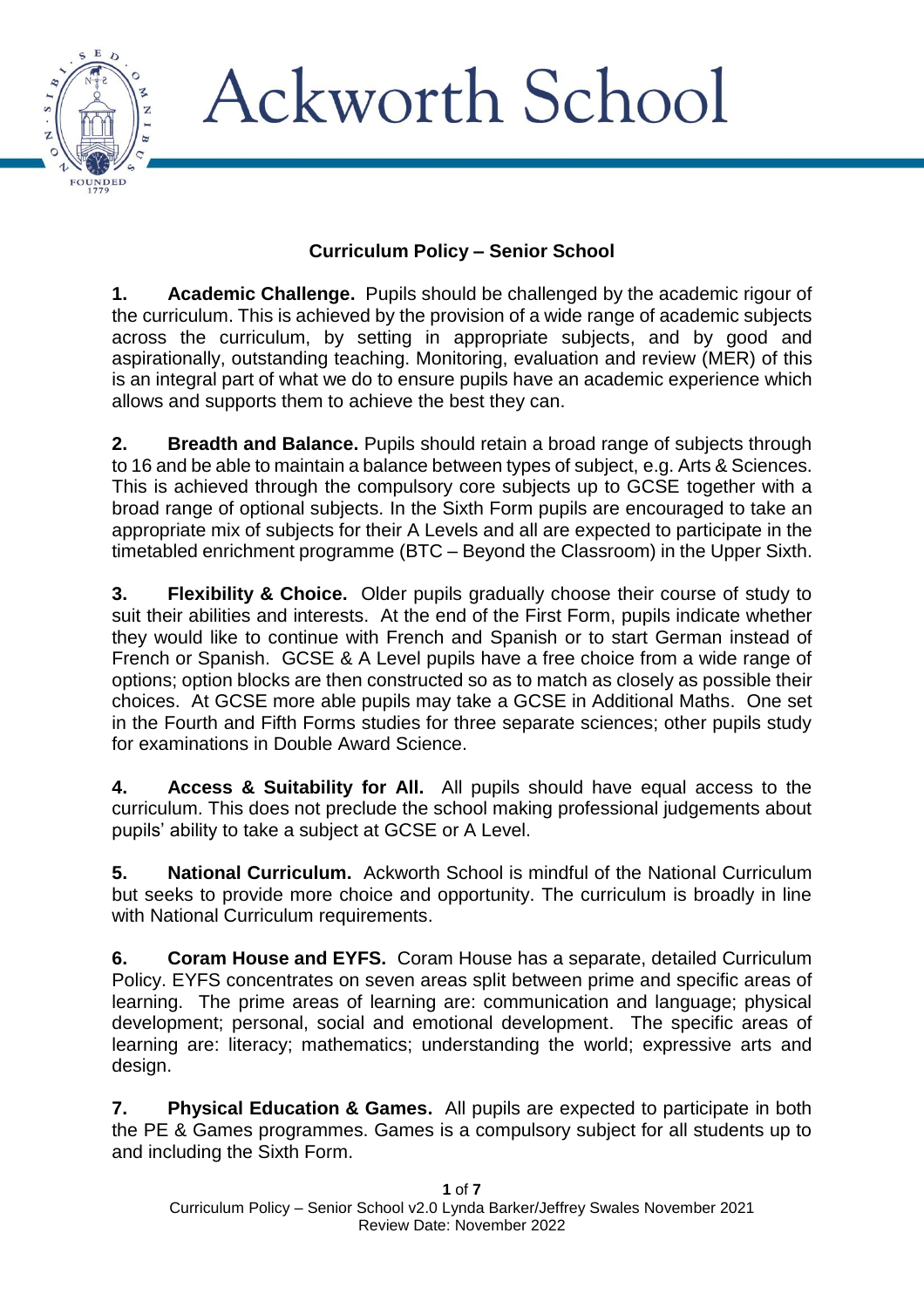# Ackworth School

## Curriculum Policy – Senior School

**1. Academic Challenge.** Pupils should be challenged by the academic rigour of the curriculum. This is achieved by the provision of a wide range of academic subjects across the curriculum, by setting in appropriate subjects, and by good and aspirationally, outstanding teaching. Monitoring, evaluation and review (MER) of this is an integral part of what we do to ensure pupils have an academic experience which allows and supports them to achieve the best they can.

**2. Breadth and Balance.** Pupils should retain a broad range of subjects through to 16 and be able to maintain a balance between types of subject, e.g. Arts & Sciences. This is achieved through the compulsory core subjects up to GCSE together with a broad range of optional subjects. In the Sixth Form pupils are encouraged to take an appropriate mix of subjects for their A Levels and all are expected to participate in the timetabled enrichment programme (BTC – Beyond the Classroom) in the Upper Sixth.

**3. Flexibility & Choice.** Older pupils gradually choose their course of study to suit their abilities and interests. At the end of the First Form, pupils indicate whether they would like to continue with French and Spanish or to start German instead of French or Spanish. GCSE & A Level pupils have a free choice from a wide range of options; option blocks are then constructed so as to match as closely as possible their choices. At GCSE more able pupils may take a GCSE in Additional Maths. One set in the Fourth and Fifth Forms studies for three separate sciences; other pupils study for examinations in Double Award Science.

**4. Access & Suitability for All.** All pupils should have equal access to the curriculum. This does not preclude the school making professional judgements about pupils' ability to take a subject at GCSE or A Level.

**5. National Curriculum.** Ackworth School is mindful of the National Curriculum but seeks to provide more choice and opportunity. The curriculum is broadly in line with National Curriculum requirements.

**6. Coram House and EYFS.** Coram House has a separate, detailed Curriculum Policy. EYFS concentrates on seven areas split between prime and specific areas of learning. The prime areas of learning are: communication and language; physical development; personal, social and emotional development. The specific areas of learning are: literacy; mathematics; understanding the world; expressive arts and design.

**7. Physical Education & Games.** All pupils are expected to participate in both the PE & Games programmes. Games is a compulsory subject for all students up to and including the Sixth Form.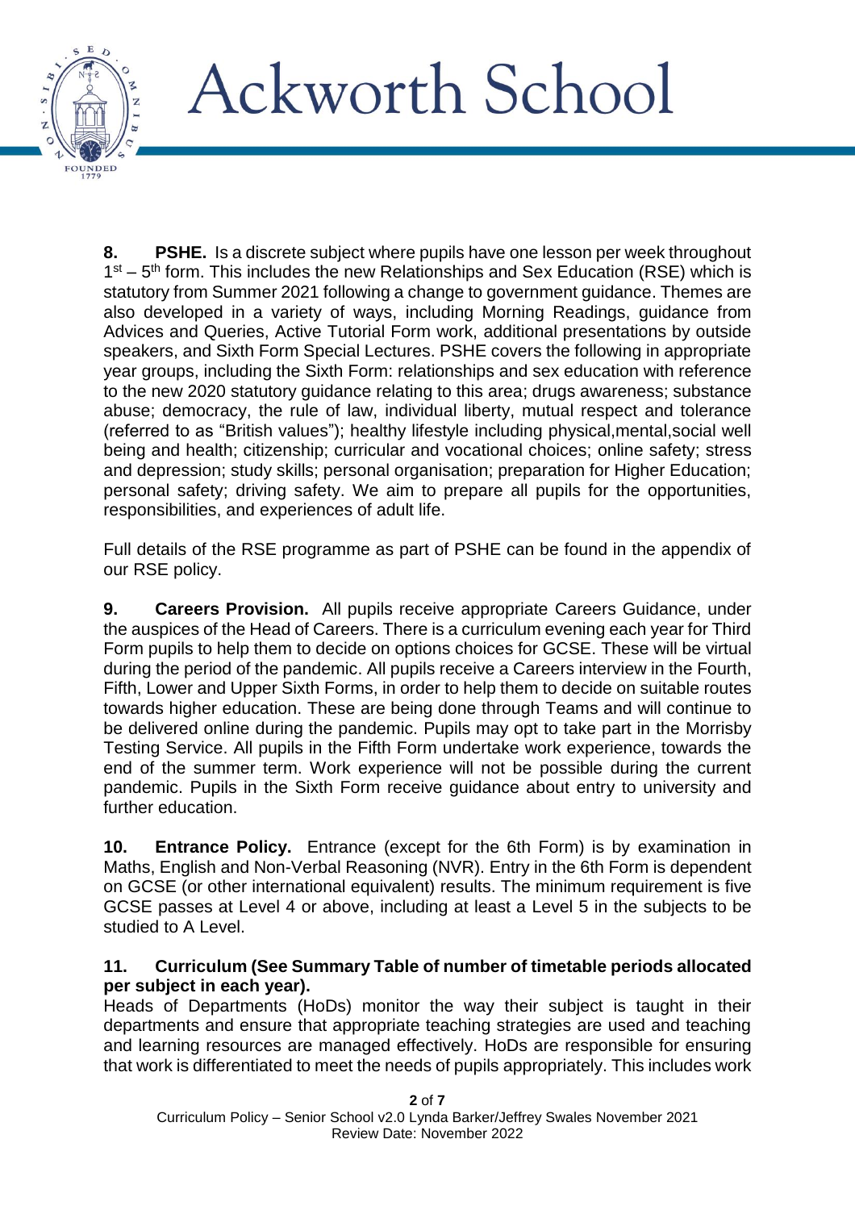**8. PSHE.** Is a discrete subject where pupils have one lesson per week throughout 1st – 5th form. This includes the new Relationships and Sex Education (RSE) which is statutory from Summer 2021 following a change to government guidance. Themes are also developed in a variety of ways, including Morning Readings, guidance from Advices and Queries, Active Tutorial Form work, additional presentations by outside speakers, and Sixth Form Special Lectures. PSHE covers the following in appropriate year groups, including the Sixth Form: relationships and sex education with reference to the new 2020 statutory guidance relating to this area; drugs awareness; substance abuse; democracy, the rule of law, individual liberty, mutual respect and tolerance (referred to as "British values"); healthy lifestyle including physical,mental,social well being and health; citizenship; curricular and vocational choices; online safety; stress and depression; study skills; personal organisation; preparation for Higher Education; personal safety; driving safety. We aim to prepare all pupils for the opportunities, responsibilities, and experiences of adult life.

Full details of the RSE programme as part of PSHE can be found in the appendix of our RSE policy.

**9. Careers Provision.** All pupils receive appropriate Careers Guidance, under the auspices of the Head of Careers. There is a curriculum evening each year for Third Form pupils to help them to decide on options choices for GCSE. These will be virtual during the period of the pandemic. All pupils receive a Careers interview in the Fourth, Fifth, Lower and Upper Sixth Forms, in order to help them to decide on suitable routes towards higher education. These are being done through Teams and will continue to be delivered online during the pandemic. Pupils may opt to take part in the Morrisby Testing Service. All pupils in the Fifth Form undertake work experience, towards the end of the summer term. Work experience will not be possible during the current pandemic. Pupils in the Sixth Form receive guidance about entry to university and further education.

**10. Entrance Policy.** Entrance (except for the 6th Form) is by examination in Maths, English and Non-Verbal Reasoning (NVR). Entry in the 6th Form is dependent on GCSE (or other international equivalent) results. The minimum requirement is five GCSE passes at Level 4 or above, including at least a Level 5 in the subjects to be studied to A Level.

**11. Curriculum (See Summary Table of number of timetable periods allocated per subject in each year).**

Heads of Departments (HoDs) monitor the way their subject is taught in their departments and ensure that appropriate teaching strategies are used and teaching and learning resources are managed effectively. HoDs are responsible for ensuring that work is differentiated to meet the needs of pupils appropriately. This includes work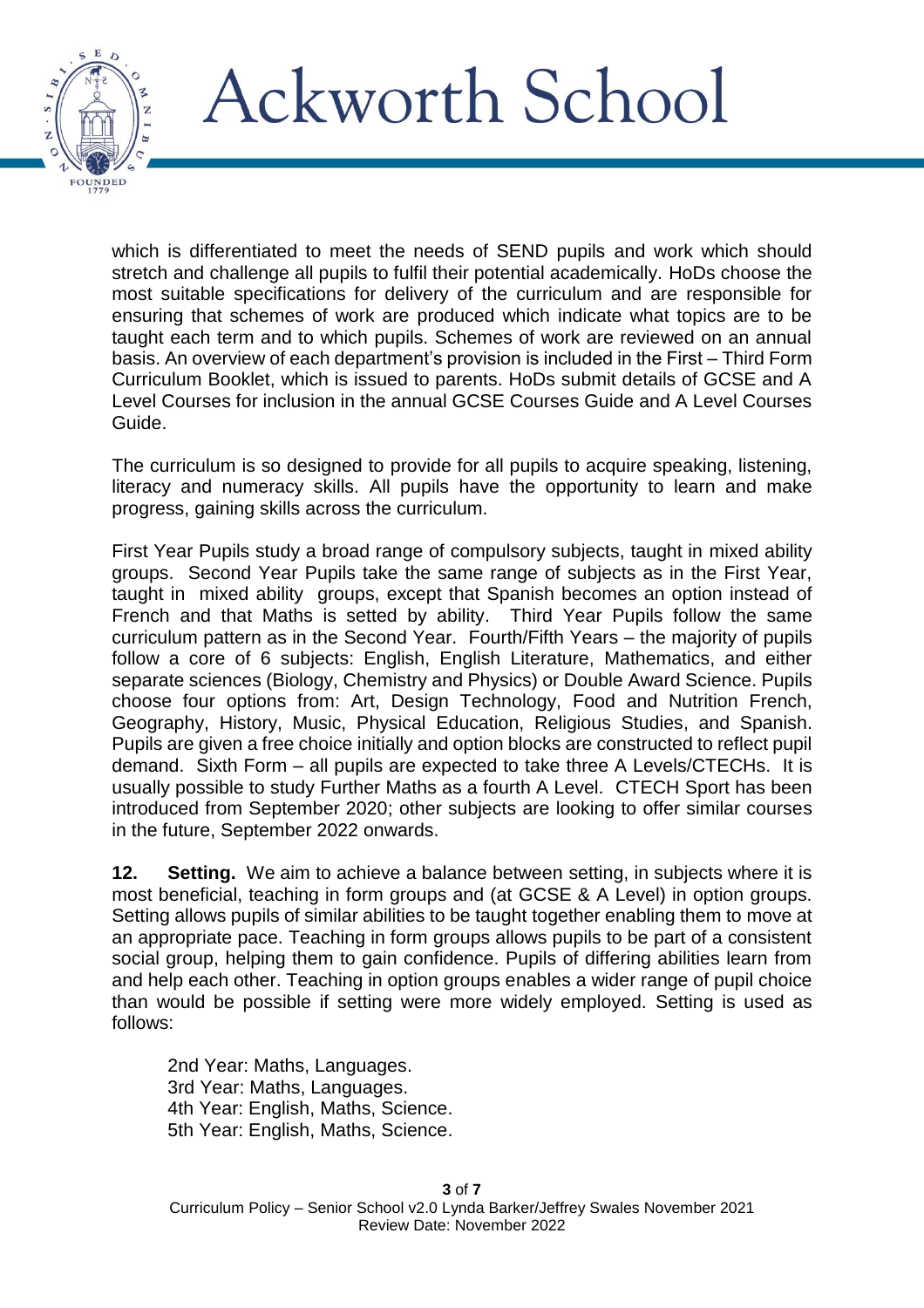which is differentiated to meet the needs of SEND pupils and work which should stretch and challenge all pupils to fulfil their potential academically. HoDs choose the most suitable specifications for delivery of the curriculum and are responsible for ensuring that schemes of work are produced which indicate what topics are to be taught each term and to which pupils. Schemes of work are reviewed on an annual basis. An overview of each department's provision is included in the First – Third Form Curriculum Booklet, which is issued to parents. HoDs submit details of GCSE and A Level Courses for inclusion in the annual GCSE Courses Guide and A Level Courses Guide.

The curriculum is so designed to provide for all pupils to acquire speaking, listening, literacy and numeracy skills. All pupils have the opportunity to learn and make progress, gaining skills across the curriculum.

First Year Pupils study a broad range of compulsory subjects, taught in mixed ability groups. Second Year Pupils take the same range of subjects as in the First Year, taught in mixed ability groups, except that Spanish becomes an option instead of French and that Maths is setted by ability. Third Year Pupils follow the same curriculum pattern as in the Second Year. Fourth/Fifth Years – the majority of pupils follow a core of 6 subjects: English, English Literature, Mathematics, and either separate sciences (Biology, Chemistry and Physics) or Double Award Science. Pupils choose four options from: Art, Design Technology, Food and Nutrition French, Geography, History, Music, Physical Education, Religious Studies, and Spanish. Pupils are given a free choice initially and option blocks are constructed to reflect pupil demand. Sixth Form – all pupils are expected to take three A Levels/CTECHs. It is usually possible to study Further Maths as a fourth A Level. CTECH Sport has been introduced from September 2020; other subjects are looking to offer similar courses in the future, September 2022 onwards.

**12. Setting.** We aim to achieve a balance between setting, in subjects where it is most beneficial, teaching in form groups and (at GCSE & A Level) in option groups. Setting allows pupils of similar abilities to be taught together enabling them to move at an appropriate pace. Teaching in form groups allows pupils to be part of a consistent social group, helping them to gain confidence. Pupils of differing abilities learn from and help each other. Teaching in option groups enables a wider range of pupil choice than would be possible if setting were more widely employed. Setting is used as follows:

2nd Year: Maths, Languages.
3rd Year: Maths, Languages.
4th Year: English, Maths, Science.
5th Year: English, Maths, Science.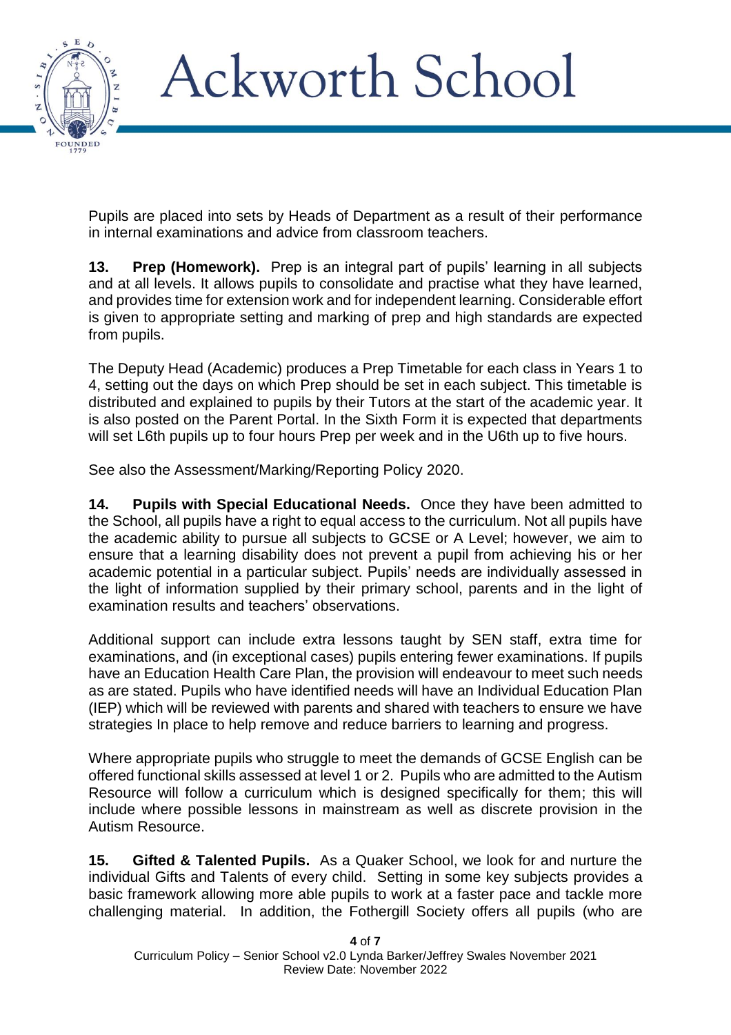Pupils are placed into sets by Heads of Department as a result of their performance in internal examinations and advice from classroom teachers.

**13. Prep (Homework).** Prep is an integral part of pupils' learning in all subjects and at all levels. It allows pupils to consolidate and practise what they have learned, and provides time for extension work and for independent learning. Considerable effort is given to appropriate setting and marking of prep and high standards are expected from pupils.

The Deputy Head (Academic) produces a Prep Timetable for each class in Years 1 to 4, setting out the days on which Prep should be set in each subject. This timetable is distributed and explained to pupils by their Tutors at the start of the academic year. It is also posted on the Parent Portal. In the Sixth Form it is expected that departments will set L6th pupils up to four hours Prep per week and in the U6th up to five hours.

See also the Assessment/Marking/Reporting Policy 2020.

**14. Pupils with Special Educational Needs.** Once they have been admitted to the School, all pupils have a right to equal access to the curriculum. Not all pupils have the academic ability to pursue all subjects to GCSE or A Level; however, we aim to ensure that a learning disability does not prevent a pupil from achieving his or her academic potential in a particular subject. Pupils' needs are individually assessed in the light of information supplied by their primary school, parents and in the light of examination results and teachers' observations.

Additional support can include extra lessons taught by SEN staff, extra time for examinations, and (in exceptional cases) pupils entering fewer examinations. If pupils have an Education Health Care Plan, the provision will endeavour to meet such needs as are stated. Pupils who have identified needs will have an Individual Education Plan (IEP) which will be reviewed with parents and shared with teachers to ensure we have strategies In place to help remove and reduce barriers to learning and progress.

Where appropriate pupils who struggle to meet the demands of GCSE English can be offered functional skills assessed at level 1 or 2. Pupils who are admitted to the Autism Resource will follow a curriculum which is designed specifically for them; this will include where possible lessons in mainstream as well as discrete provision in the Autism Resource.

**15. Gifted & Talented Pupils.** As a Quaker School, we look for and nurture the individual Gifts and Talents of every child. Setting in some key subjects provides a basic framework allowing more able pupils to work at a faster pace and tackle more challenging material. In addition, the Fothergill Society offers all pupils (who are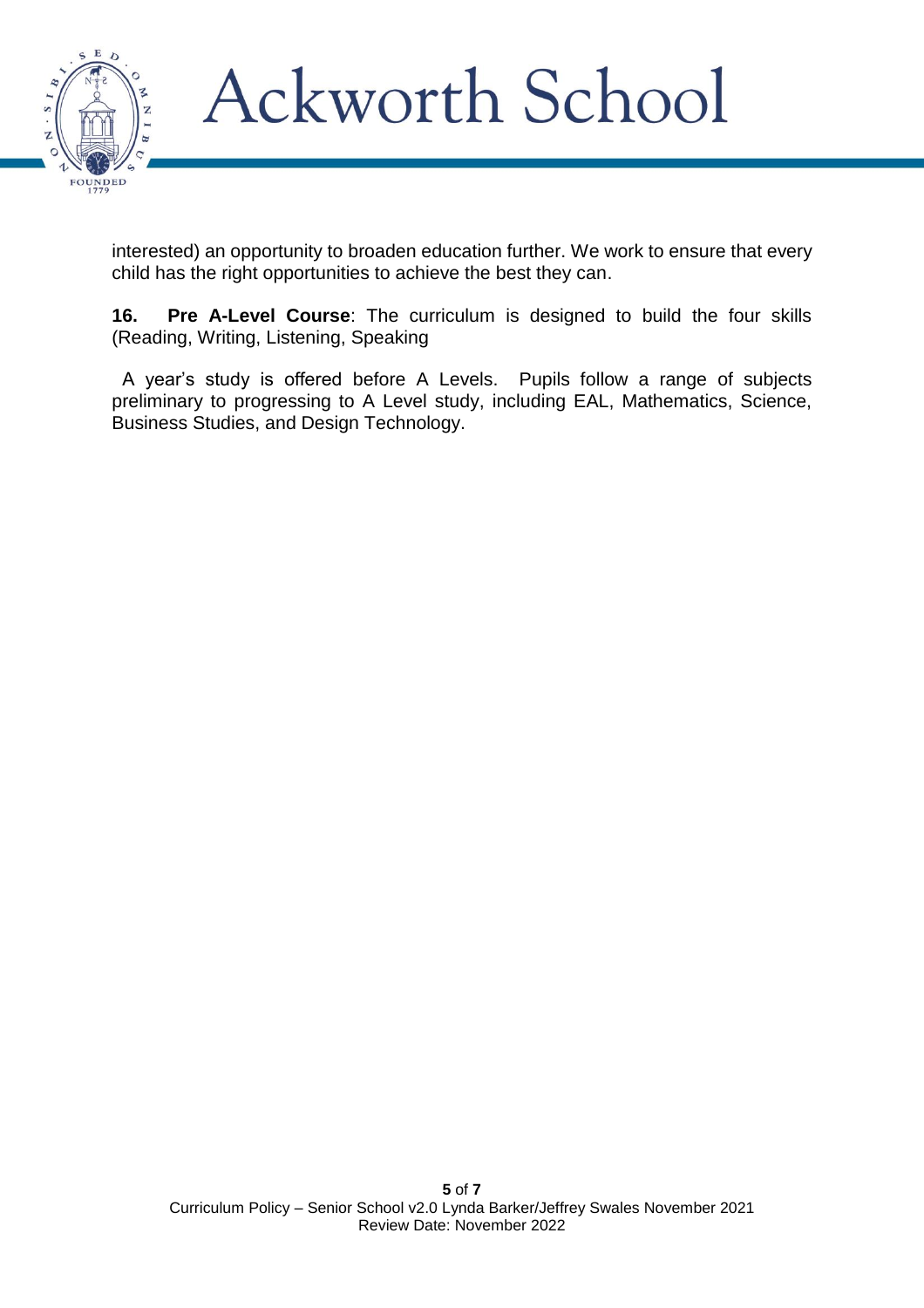interested) an opportunity to broaden education further. We work to ensure that every child has the right opportunities to achieve the best they can.

**16. Pre A-Level Course**: The curriculum is designed to build the four skills (Reading, Writing, Listening, Speaking

A year's study is offered before A Levels. Pupils follow a range of subjects preliminary to progressing to A Level study, including EAL, Mathematics, Science, Business Studies, and Design Technology.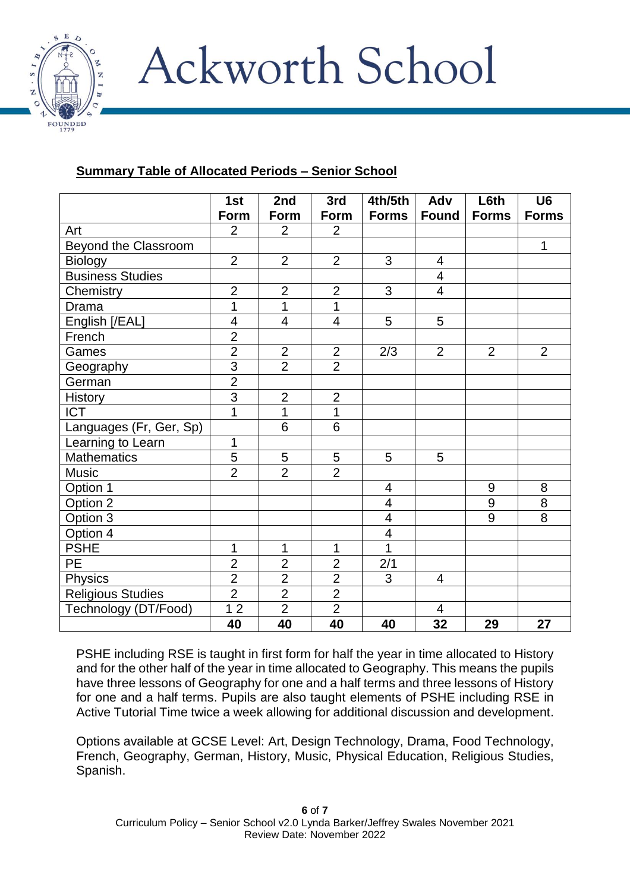**Summary Table of Allocated Periods – Senior School**

| | 1st Form | 2nd Form | 3rd Form | 4th/5th Forms | Adv Found | L6th Forms | U6 Forms |
|---|---|---|---|---|---|---|---|
| Art | 2 | 2 | 2 | | | | |
| Beyond the Classroom | | | | | | | 1 |
| Biology | 2 | 2 | 2 | 3 | 4 | | |
| Business Studies | | | | | 4 | | |
| Chemistry | 2 | 2 | 2 | 3 | 4 | | |
| Drama | 1 | 1 | 1 | | | | |
| English [/EAL] | 4 | 4 | 4 | 5 | 5 | | |
| French | 2 | | | | | | |
| Games | 2 | 2 | 2 | 2/3 | 2 | 2 | 2 |
| Geography | 3 | 2 | 2 | | | | |
| German | 2 | | | | | | |
| History | 3 | 2 | 2 | | | | |
| ICT | 1 | 1 | 1 | | | | |
| Languages (Fr, Ger, Sp) | | 6 | 6 | | | | |
| Learning to Learn | 1 | | | | | | |
| Mathematics | 5 | 5 | 5 | 5 | 5 | | |
| Music | 2 | 2 | 2 | | | | |
| Option 1 | | | | 4 | | 9 | 8 |
| Option 2 | | | | 4 | | 9 | 8 |
| Option 3 | | | | 4 | | 9 | 8 |
| Option 4 | | | | 4 | | | |
| PSHE | 1 | 1 | 1 | 1 | | | |
| PE | 2 | 2 | 2 | 2/1 | | | |
| Physics | 2 | 2 | 2 | 3 | 4 | | |
| Religious Studies | 2 | 2 | 2 | | | | |
| Technology (DT/Food) | 1 2 | 2 | 2 | | 4 | | |
| | **40** | **40** | **40** | **40** | **32** | **29** | **27** |

PSHE including RSE is taught in first form for half the year in time allocated to History and for the other half of the year in time allocated to Geography. This means the pupils have three lessons of Geography for one and a half terms and three lessons of History for one and a half terms. Pupils are also taught elements of PSHE including RSE in Active Tutorial Time twice a week allowing for additional discussion and development.

Options available at GCSE Level: Art, Design Technology, Drama, Food Technology, French, Geography, German, History, Music, Physical Education, Religious Studies, Spanish.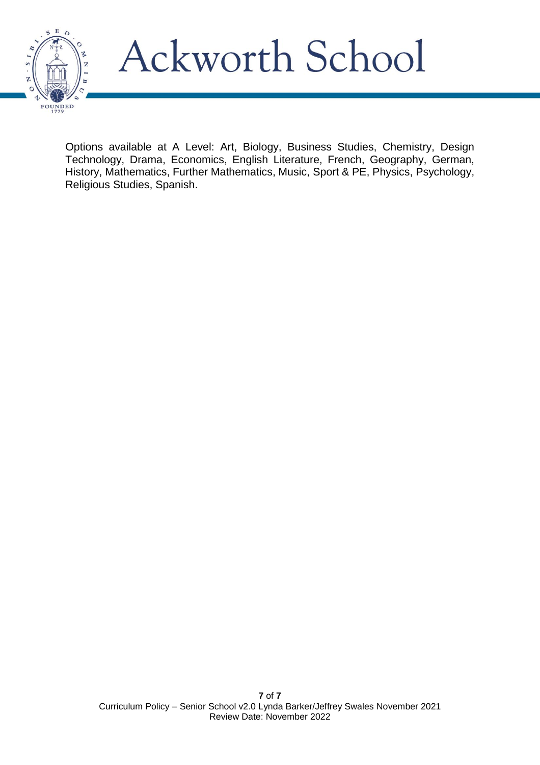Options available at A Level: Art, Biology, Business Studies, Chemistry, Design Technology, Drama, Economics, English Literature, French, Geography, German, History, Mathematics, Further Mathematics, Music, Sport & PE, Physics, Psychology, Religious Studies, Spanish.